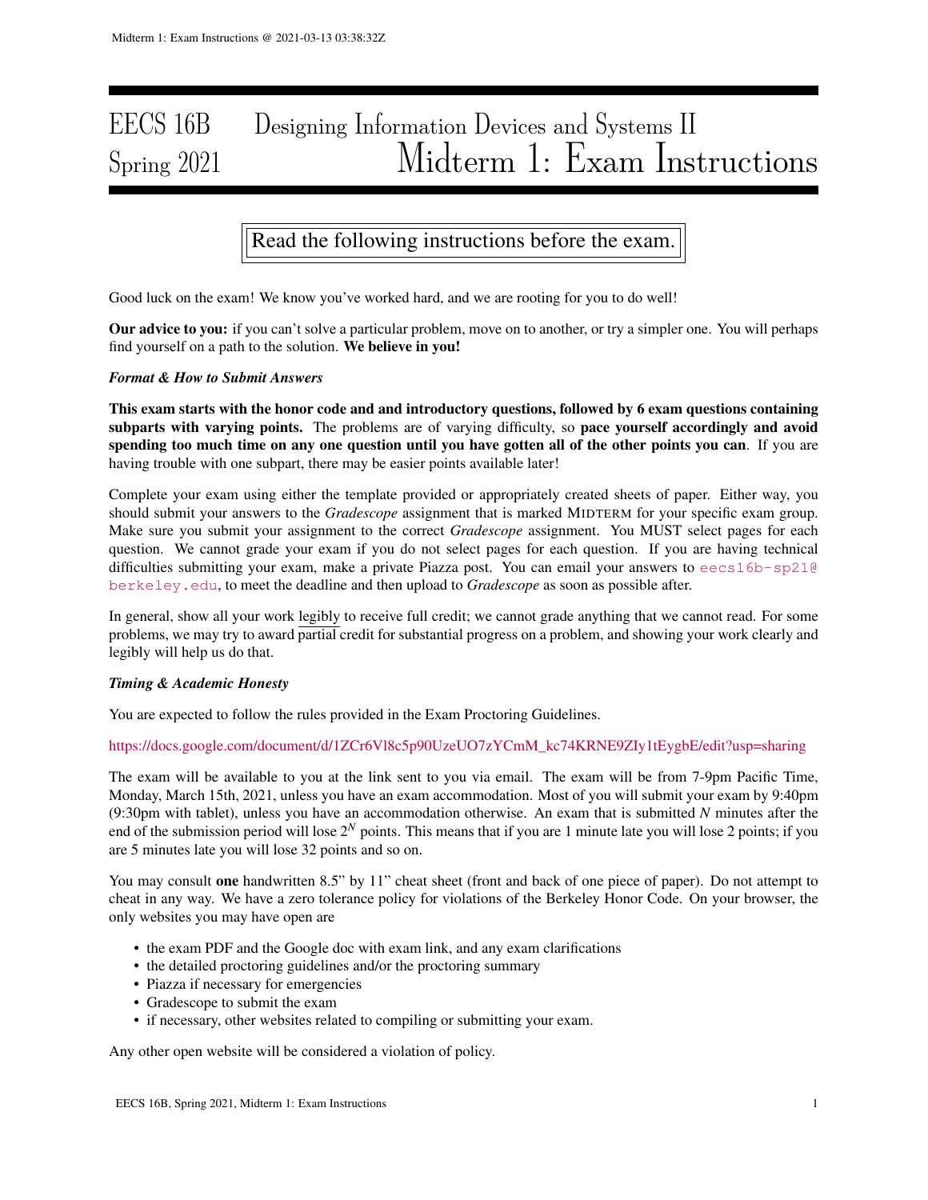# EECS 16B Designing Information Devices and Systems II
## Spring 2021 Midterm 1: Exam Instructions

**Read the following instructions before the exam.**

Good luck on the exam! We know you've worked hard, and we are rooting for you to do well!

**Our advice to you:** if you can't solve a particular problem, move on to another, or try a simpler one. You will perhaps find yourself on a path to the solution. **We believe in you!**

***Format & How to Submit Answers***

**This exam starts with the honor code and and introductory questions, followed by 6 exam questions containing subparts with varying points.** The problems are of varying difficulty, so **pace yourself accordingly and avoid spending too much time on any one question until you have gotten all of the other points you can**. If you are having trouble with one subpart, there may be easier points available later!

Complete your exam using either the template provided or appropriately created sheets of paper. Either way, you should submit your answers to the *Gradescope* assignment that is marked MIDTERM for your specific exam group. Make sure you submit your assignment to the correct *Gradescope* assignment. You MUST select pages for each question. We cannot grade your exam if you do not select pages for each question. If you are having technical difficulties submitting your exam, make a private Piazza post. You can email your answers to eecs16b-sp21@berkeley.edu, to meet the deadline and then upload to *Gradescope* as soon as possible after.

In general, show all your work legibly to receive full credit; we cannot grade anything that we cannot read. For some problems, we may try to award partial credit for substantial progress on a problem, and showing your work clearly and legibly will help us do that.

***Timing & Academic Honesty***

You are expected to follow the rules provided in the Exam Proctoring Guidelines.

https://docs.google.com/document/d/1ZCr6Vl8c5p90UzeUO7zYCmM_kc74KRNE9ZIy1tEygbE/edit?usp=sharing

The exam will be available to you at the link sent to you via email. The exam will be from 7-9pm Pacific Time, Monday, March 15th, 2021, unless you have an exam accommodation. Most of you will submit your exam by 9:40pm (9:30pm with tablet), unless you have an accommodation otherwise. An exam that is submitted $N$ minutes after the end of the submission period will lose $2^N$ points. This means that if you are 1 minute late you will lose 2 points; if you are 5 minutes late you will lose 32 points and so on.

You may consult **one** handwritten 8.5" by 11" cheat sheet (front and back of one piece of paper). Do not attempt to cheat in any way. We have a zero tolerance policy for violations of the Berkeley Honor Code. On your browser, the only websites you may have open are

- the exam PDF and the Google doc with exam link, and any exam clarifications
- the detailed proctoring guidelines and/or the proctoring summary
- Piazza if necessary for emergencies
- Gradescope to submit the exam
- if necessary, other websites related to compiling or submitting your exam.

Any other open website will be considered a violation of policy.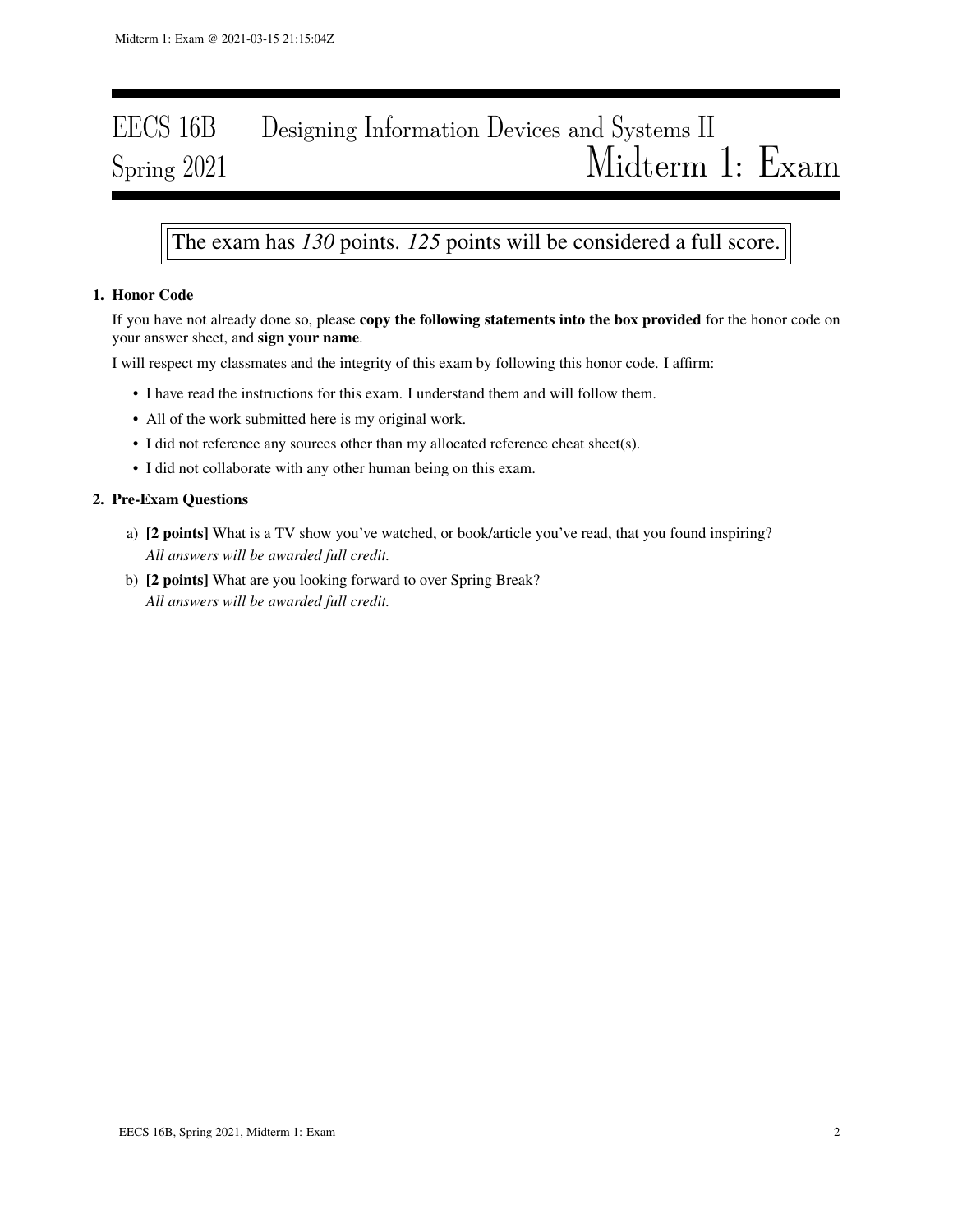# EECS 16B Designing Information Devices and Systems II
## Spring 2021 Midterm 1: Exam

The exam has *130* points. *125* points will be considered a full score.

**1. Honor Code**

If you have not already done so, please **copy the following statements into the box provided** for the honor code on your answer sheet, and **sign your name**.

I will respect my classmates and the integrity of this exam by following this honor code. I affirm:

- I have read the instructions for this exam. I understand them and will follow them.
- All of the work submitted here is my original work.
- I did not reference any sources other than my allocated reference cheat sheet(s).
- I did not collaborate with any other human being on this exam.

**2. Pre-Exam Questions**

a) **[2 points]** What is a TV show you've watched, or book/article you've read, that you found inspiring?
*All answers will be awarded full credit.*

b) **[2 points]** What are you looking forward to over Spring Break?
*All answers will be awarded full credit.*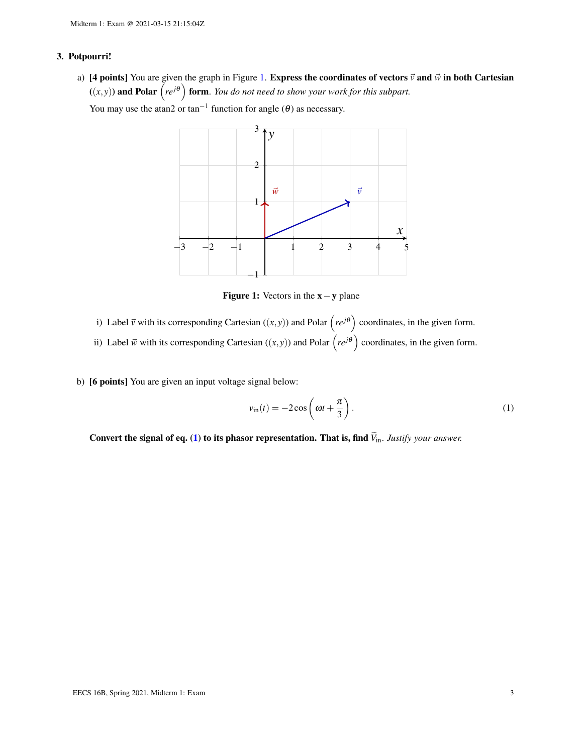## 3. Potpourri!

a) **[4 points]** You are given the graph in Figure 1. **Express the coordinates of vectors $\vec{v}$ and $\vec{w}$ in both Cartesian $((x, y))$ and Polar $\left(re^{j\theta}\right)$ form**. *You do not need to show your work for this subpart.*

You may use the atan2 or $\tan^{-1}$ function for angle $(\theta)$ as necessary.

**Figure 1:** Vectors in the $\mathbf{x} - \mathbf{y}$ plane

i) Label $\vec{v}$ with its corresponding Cartesian $((x, y))$ and Polar $\left(re^{j\theta}\right)$ coordinates, in the given form.

ii) Label $\vec{w}$ with its corresponding Cartesian $((x, y))$ and Polar $\left(re^{j\theta}\right)$ coordinates, in the given form.

b) **[6 points]** You are given an input voltage signal below:

$$v_{\text{in}}(t) = -2\cos\left(\omega t + \frac{\pi}{3}\right). \tag{1}$$

**Convert the signal of eq. (1) to its phasor representation. That is, find $\widetilde{V}_{\text{in}}$.** *Justify your answer.*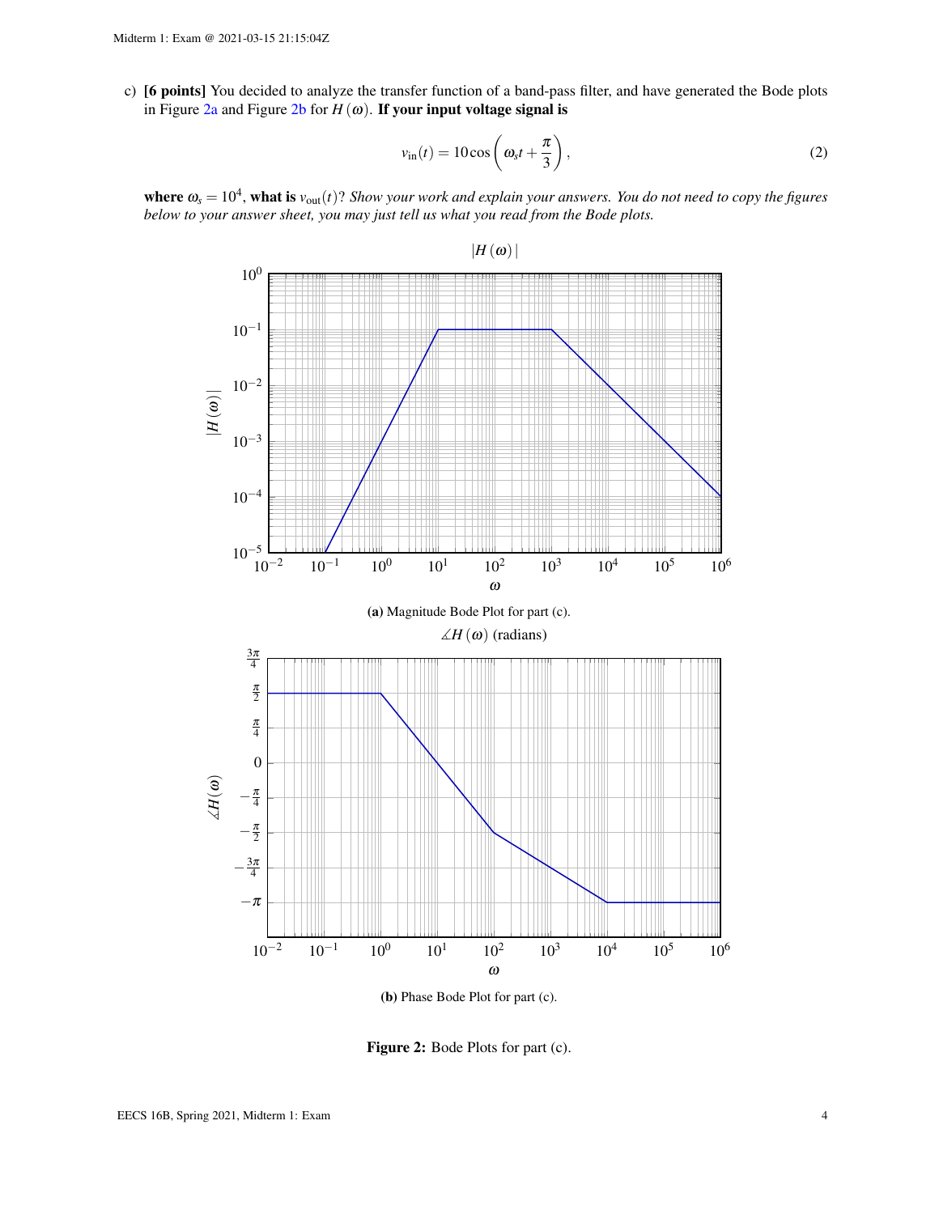c) **[6 points]** You decided to analyze the transfer function of a band-pass filter, and have generated the Bode plots in Figure 2a and Figure 2b for $H(\omega)$. **If your input voltage signal is**

$$v_{\text{in}}(t) = 10\cos\left(\omega_s t + \frac{\pi}{3}\right), \tag{2}$$

**where** $\omega_s = 10^4$, **what is** $v_{\text{out}}(t)$? *Show your work and explain your answers. You do not need to copy the figures below to your answer sheet, you may just tell us what you read from the Bode plots.*

**(a)** Magnitude Bode Plot for part (c).

**(b)** Phase Bode Plot for part (c).

**Figure 2:** Bode Plots for part (c).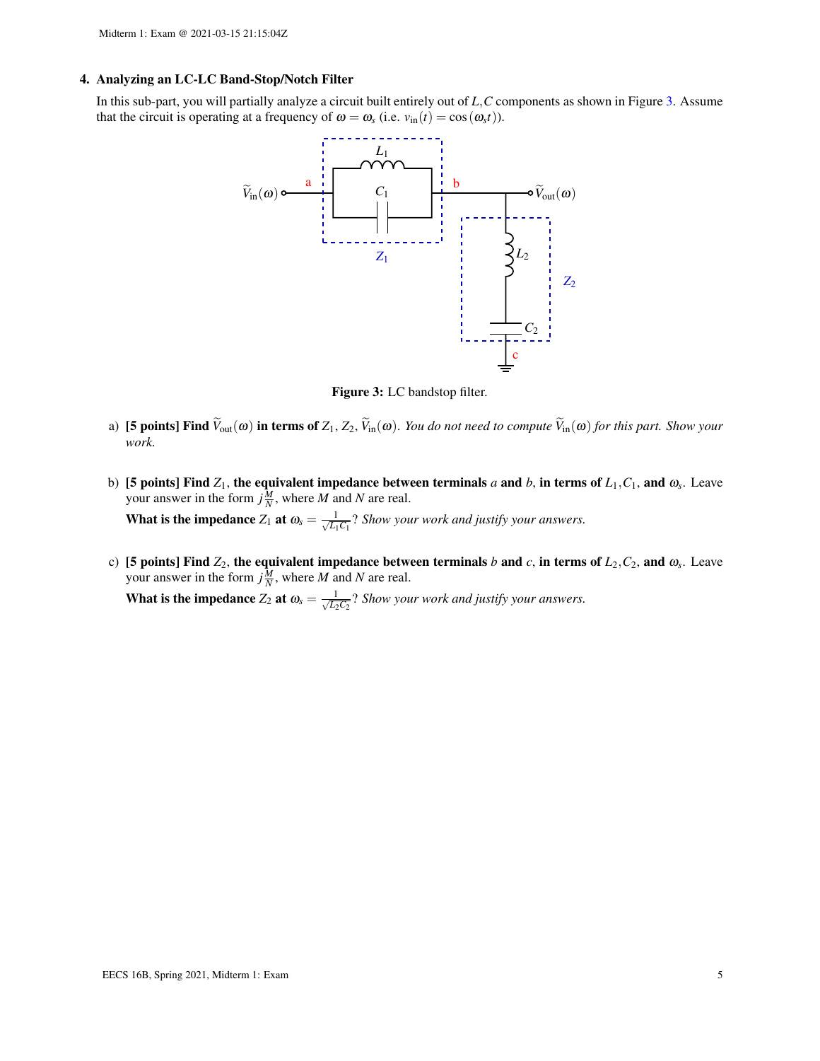### 4. Analyzing an LC-LC Band-Stop/Notch Filter

In this sub-part, you will partially analyze a circuit built entirely out of $L, C$ components as shown in Figure 3. Assume that the circuit is operating at a frequency of $\omega = \omega_s$ (i.e. $v_{\text{in}}(t) = \cos(\omega_s t)$).

**Figure 3:** LC bandstop filter.

a) **[5 points] Find $\widetilde{V}_{\text{out}}(\omega)$ in terms of $Z_1$, $Z_2$, $\widetilde{V}_{\text{in}}(\omega)$.** *You do not need to compute $\widetilde{V}_{\text{in}}(\omega)$ for this part. Show your work.*

b) **[5 points] Find $Z_1$, the equivalent impedance between terminals $a$ and $b$, in terms of $L_1, C_1$, and $\omega_s$.** Leave your answer in the form $j\frac{M}{N}$, where $M$ and $N$ are real.

**What is the impedance $Z_1$ at $\omega_s = \frac{1}{\sqrt{L_1 C_1}}$?** *Show your work and justify your answers.*

c) **[5 points] Find $Z_2$, the equivalent impedance between terminals $b$ and $c$, in terms of $L_2, C_2$, and $\omega_s$.** Leave your answer in the form $j\frac{M}{N}$, where $M$ and $N$ are real.

**What is the impedance $Z_2$ at $\omega_s = \frac{1}{\sqrt{L_2 C_2}}$?** *Show your work and justify your answers.*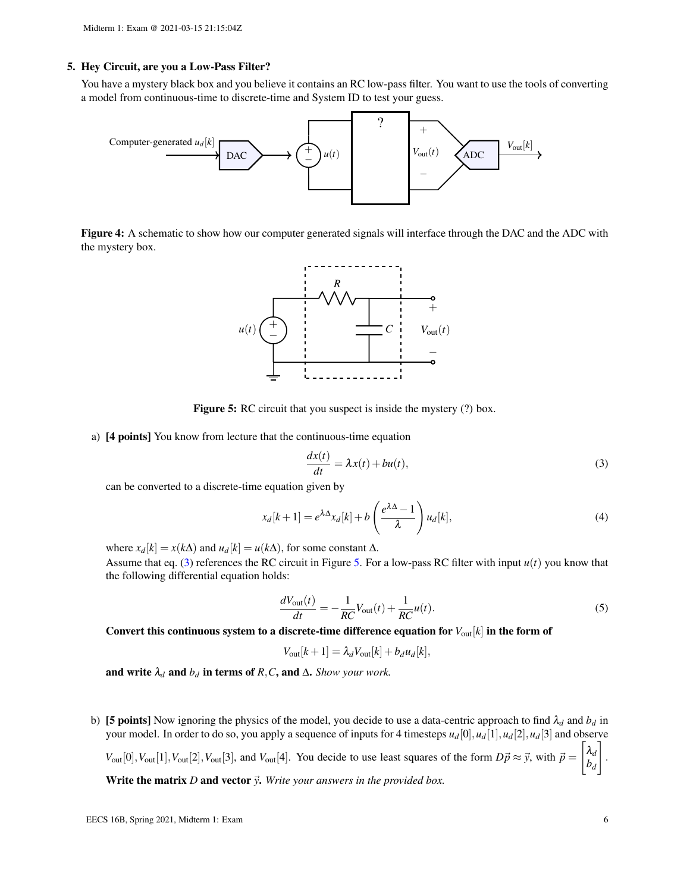### 5. Hey Circuit, are you a Low-Pass Filter?

You have a mystery black box and you believe it contains an RC low-pass filter. You want to use the tools of converting a model from continuous-time to discrete-time and System ID to test your guess.

**Figure 4:** A schematic to show how our computer generated signals will interface through the DAC and the ADC with the mystery box.

**Figure 5:** RC circuit that you suspect is inside the mystery (?) box.

a) **[4 points]** You know from lecture that the continuous-time equation

$$\frac{dx(t)}{dt} = \lambda x(t) + bu(t), \tag{3}$$

can be converted to a discrete-time equation given by

$$x_d[k+1] = e^{\lambda\Delta} x_d[k] + b\left(\frac{e^{\lambda\Delta} - 1}{\lambda}\right) u_d[k], \tag{4}$$

where $x_d[k] = x(k\Delta)$ and $u_d[k] = u(k\Delta)$, for some constant $\Delta$.
Assume that eq. (3) references the RC circuit in Figure 5. For a low-pass RC filter with input $u(t)$ you know that the following differential equation holds:

$$\frac{dV_{\text{out}}(t)}{dt} = -\frac{1}{RC} V_{\text{out}}(t) + \frac{1}{RC} u(t). \tag{5}$$

**Convert this continuous system to a discrete-time difference equation for $V_{\text{out}}[k]$ in the form of**

$$V_{\text{out}}[k+1] = \lambda_d V_{\text{out}}[k] + b_d u_d[k],$$

**and write $\lambda_d$ and $b_d$ in terms of $R, C$, and $\Delta$.** *Show your work.*

b) **[5 points]** Now ignoring the physics of the model, you decide to use a data-centric approach to find $\lambda_d$ and $b_d$ in your model. In order to do so, you apply a sequence of inputs for 4 timesteps $u_d[0], u_d[1], u_d[2], u_d[3]$ and observe $V_{\text{out}}[0], V_{\text{out}}[1], V_{\text{out}}[2], V_{\text{out}}[3]$, and $V_{\text{out}}[4]$. You decide to use least squares of the form $D\vec{p} \approx \vec{y}$, with $\vec{p} = \begin{bmatrix} \lambda_d \\ b_d \end{bmatrix}$.

**Write the matrix $D$ and vector $\vec{y}$.** *Write your answers in the provided box.*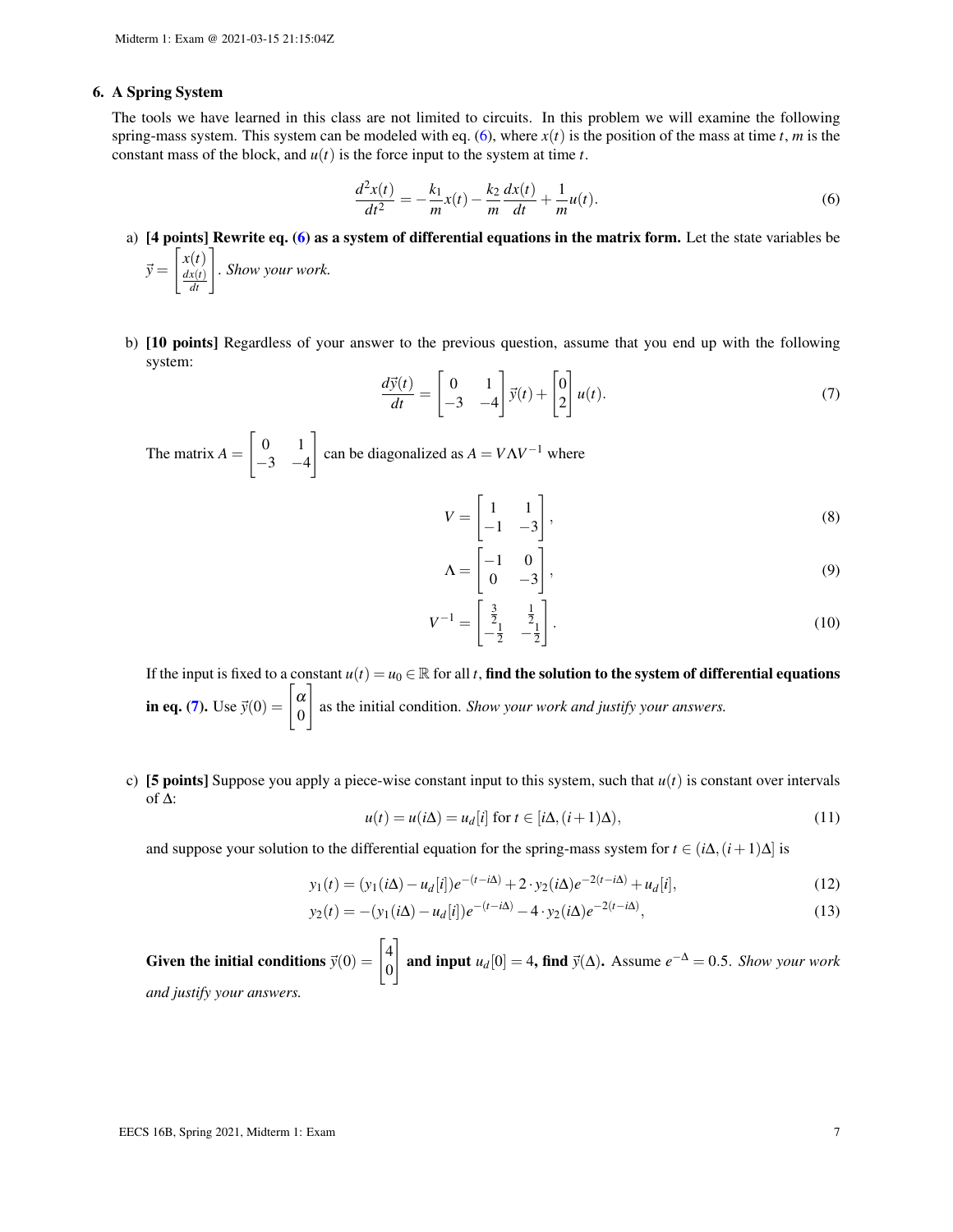### 6. A Spring System

The tools we have learned in this class are not limited to circuits. In this problem we will examine the following spring-mass system. This system can be modeled with eq. (6), where $x(t)$ is the position of the mass at time $t$, $m$ is the constant mass of the block, and $u(t)$ is the force input to the system at time $t$.

$$\frac{d^2x(t)}{dt^2} = -\frac{k_1}{m}x(t) - \frac{k_2}{m}\frac{dx(t)}{dt} + \frac{1}{m}u(t). \tag{6}$$

a) **[4 points] Rewrite eq. (6) as a system of differential equations in the matrix form.** Let the state variables be $\vec{y} = \begin{bmatrix} x(t) \\ \frac{dx(t)}{dt} \end{bmatrix}$. *Show your work.*

b) **[10 points]** Regardless of your answer to the previous question, assume that you end up with the following system:

$$\frac{d\vec{y}(t)}{dt} = \begin{bmatrix} 0 & 1 \\ -3 & -4 \end{bmatrix} \vec{y}(t) + \begin{bmatrix} 0 \\ 2 \end{bmatrix} u(t). \tag{7}$$

The matrix $A = \begin{bmatrix} 0 & 1 \\ -3 & -4 \end{bmatrix}$ can be diagonalized as $A = V\Lambda V^{-1}$ where

$$V = \begin{bmatrix} 1 & 1 \\ -1 & -3 \end{bmatrix}, \tag{8}$$

$$\Lambda = \begin{bmatrix} -1 & 0 \\ 0 & -3 \end{bmatrix}, \tag{9}$$

$$V^{-1} = \begin{bmatrix} \frac{3}{2} & \frac{1}{2} \\ -\frac{1}{2} & -\frac{1}{2} \end{bmatrix}. \tag{10}$$

If the input is fixed to a constant $u(t) = u_0 \in \mathbb{R}$ for all $t$, **find the solution to the system of differential equations in eq. (7).** Use $\vec{y}(0) = \begin{bmatrix} \alpha \\ 0 \end{bmatrix}$ as the initial condition. *Show your work and justify your answers.*

c) **[5 points]** Suppose you apply a piece-wise constant input to this system, such that $u(t)$ is constant over intervals of $\Delta$:

$$u(t) = u(i\Delta) = u_d[i] \text{ for } t \in [i\Delta, (i+1)\Delta), \tag{11}$$

and suppose your solution to the differential equation for the spring-mass system for $t \in (i\Delta, (i+1)\Delta]$ is

$$y_1(t) = (y_1(i\Delta) - u_d[i])e^{-(t-i\Delta)} + 2 \cdot y_2(i\Delta)e^{-2(t-i\Delta)} + u_d[i], \tag{12}$$

$$y_2(t) = -(y_1(i\Delta) - u_d[i])e^{-(t-i\Delta)} - 4 \cdot y_2(i\Delta)e^{-2(t-i\Delta)}, \tag{13}$$

**Given the initial conditions** $\vec{y}(0) = \begin{bmatrix} 4 \\ 0 \end{bmatrix}$ **and input** $u_d[0] = 4$**, find** $\vec{y}(\Delta)$**.** Assume $e^{-\Delta} = 0.5$. *Show your work and justify your answers.*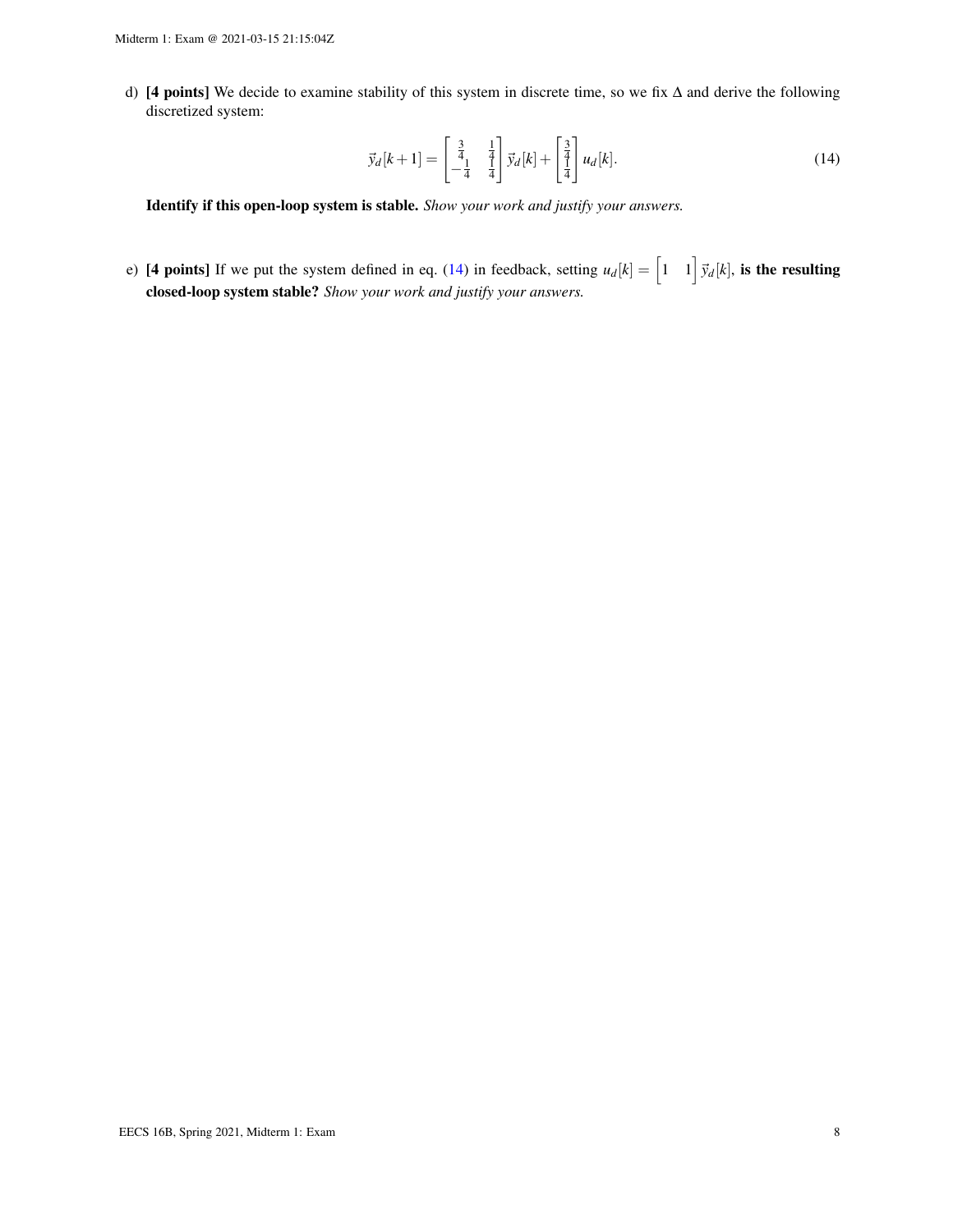d) **[4 points]** We decide to examine stability of this system in discrete time, so we fix $\Delta$ and derive the following discretized system:

$$\vec{y}_d[k+1] = \begin{bmatrix} \frac{3}{4} & \frac{1}{4} \\ -\frac{1}{4} & \frac{1}{4} \end{bmatrix} \vec{y}_d[k] + \begin{bmatrix} \frac{3}{4} \\ \frac{1}{4} \end{bmatrix} u_d[k]. \tag{14}$$

**Identify if this open-loop system is stable.** *Show your work and justify your answers.*

e) **[4 points]** If we put the system defined in eq. (14) in feedback, setting $u_d[k] = \begin{bmatrix} 1 & 1 \end{bmatrix} \vec{y}_d[k]$, **is the resulting closed-loop system stable?** *Show your work and justify your answers.*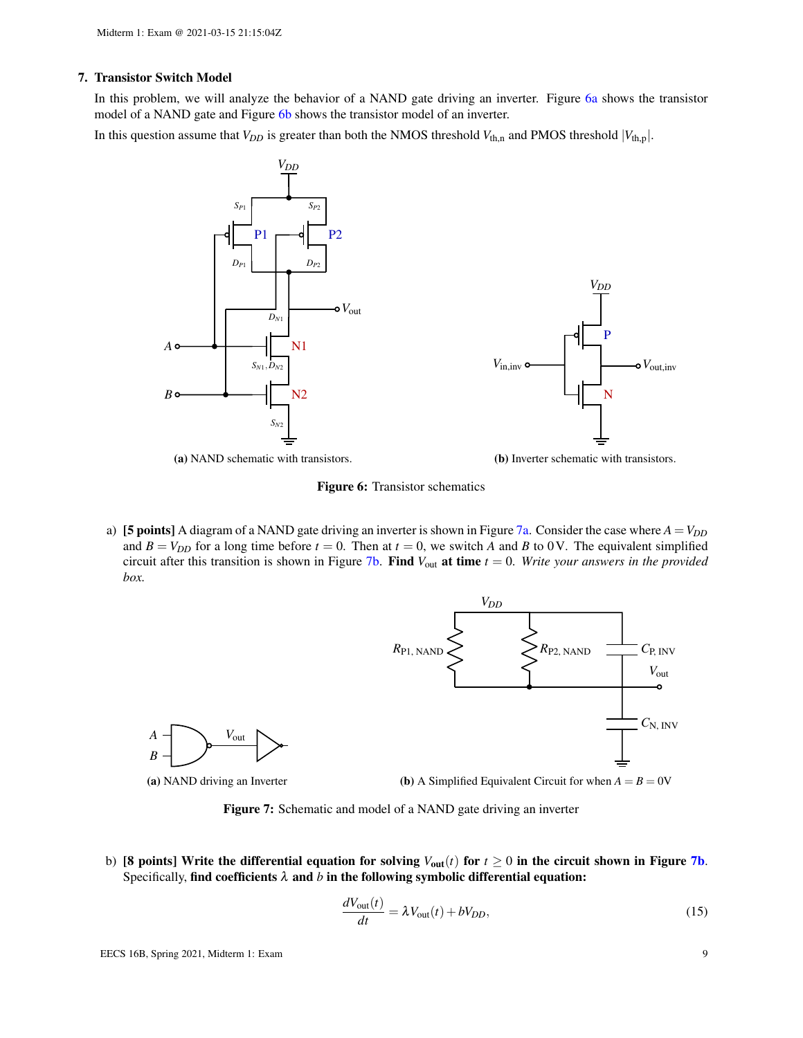### 7. Transistor Switch Model

In this problem, we will analyze the behavior of a NAND gate driving an inverter. Figure 6a shows the transistor model of a NAND gate and Figure 6b shows the transistor model of an inverter.

In this question assume that $V_{DD}$ is greater than both the NMOS threshold $V_{\text{th,n}}$ and PMOS threshold $|V_{\text{th,p}}|$.

(a) NAND schematic with transistors.

(b) Inverter schematic with transistors.

**Figure 6:** Transistor schematics

a) **[5 points]** A diagram of a NAND gate driving an inverter is shown in Figure 7a. Consider the case where $A = V_{DD}$ and $B = V_{DD}$ for a long time before $t = 0$. Then at $t = 0$, we switch $A$ and $B$ to 0 V. The equivalent simplified circuit after this transition is shown in Figure 7b. **Find $V_{\text{out}}$ at time $t = 0$.** *Write your answers in the provided box.*

(a) NAND driving an Inverter

(b) A Simplified Equivalent Circuit for when $A = B = 0$V

**Figure 7:** Schematic and model of a NAND gate driving an inverter

b) **[8 points] Write the differential equation for solving $V_{\text{out}}(t)$ for $t \geq 0$ in the circuit shown in Figure 7b.** Specifically, **find coefficients $\lambda$ and $b$ in the following symbolic differential equation:**

$$\frac{dV_{\text{out}}(t)}{dt} = \lambda V_{\text{out}}(t) + bV_{DD}, \tag{15}$$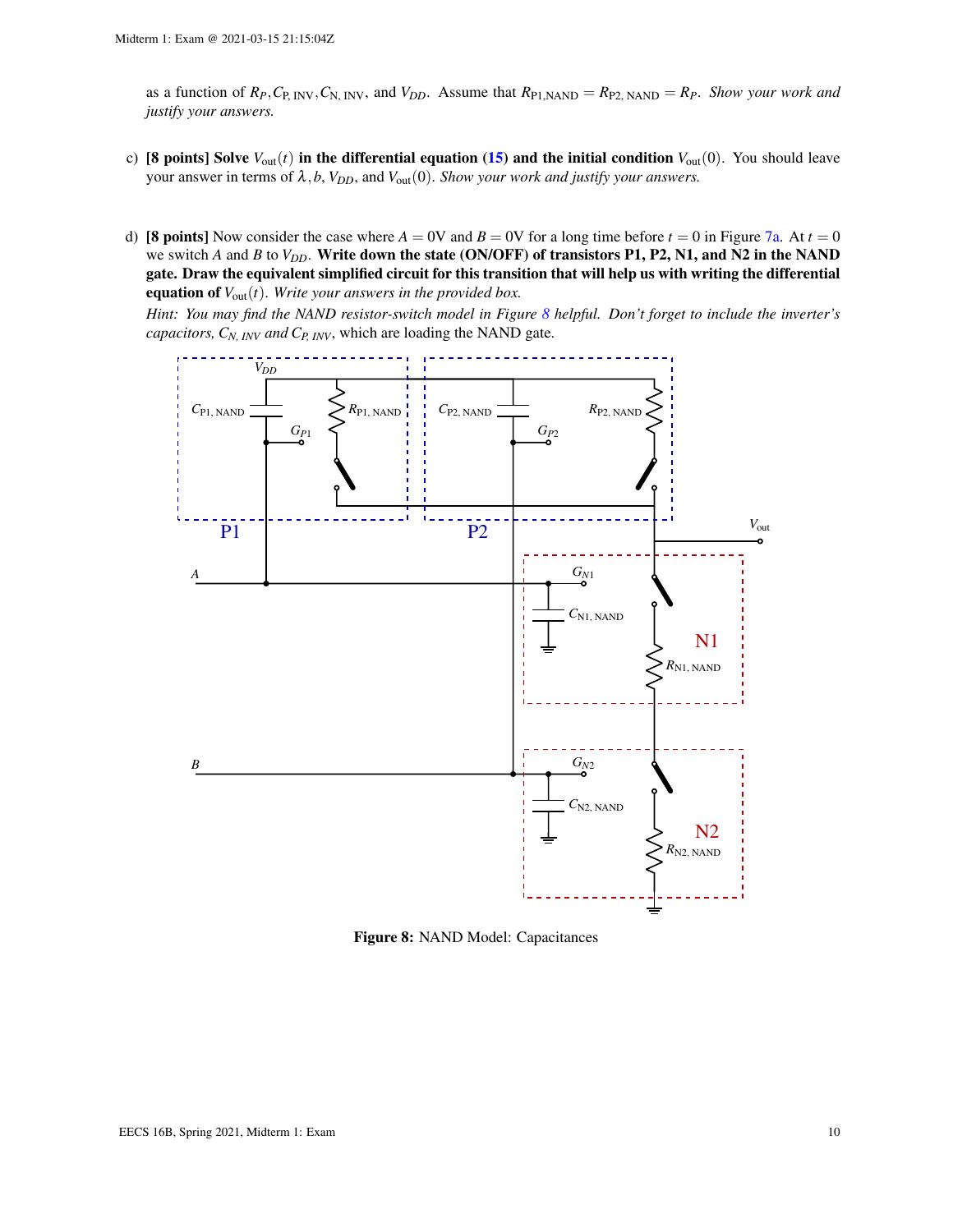as a function of $R_P, C_{\text{P, INV}}, C_{\text{N, INV}}$, and $V_{DD}$. Assume that $R_{\text{P1,NAND}} = R_{\text{P2, NAND}} = R_P$. *Show your work and justify your answers.*

c) **[8 points] Solve $V_{\text{out}}(t)$ in the differential equation (15) and the initial condition** $V_{\text{out}}(0)$. You should leave your answer in terms of $\lambda, b, V_{DD}$, and $V_{\text{out}}(0)$. *Show your work and justify your answers.*

d) **[8 points]** Now consider the case where $A = 0\text{V}$ and $B = 0\text{V}$ for a long time before $t = 0$ in Figure 7a. At $t = 0$ we switch $A$ and $B$ to $V_{DD}$. **Write down the state (ON/OFF) of transistors P1, P2, N1, and N2 in the NAND gate. Draw the equivalent simplified circuit for this transition that will help us with writing the differential equation of $V_{\text{out}}(t)$.** *Write your answers in the provided box.*

*Hint: You may find the NAND resistor-switch model in Figure 8 helpful. Don't forget to include the inverter's capacitors, $C_{N,\ INV}$ and $C_{P,\ INV}$*, which are loading the NAND gate.

**Figure 8:** NAND Model: Capacitances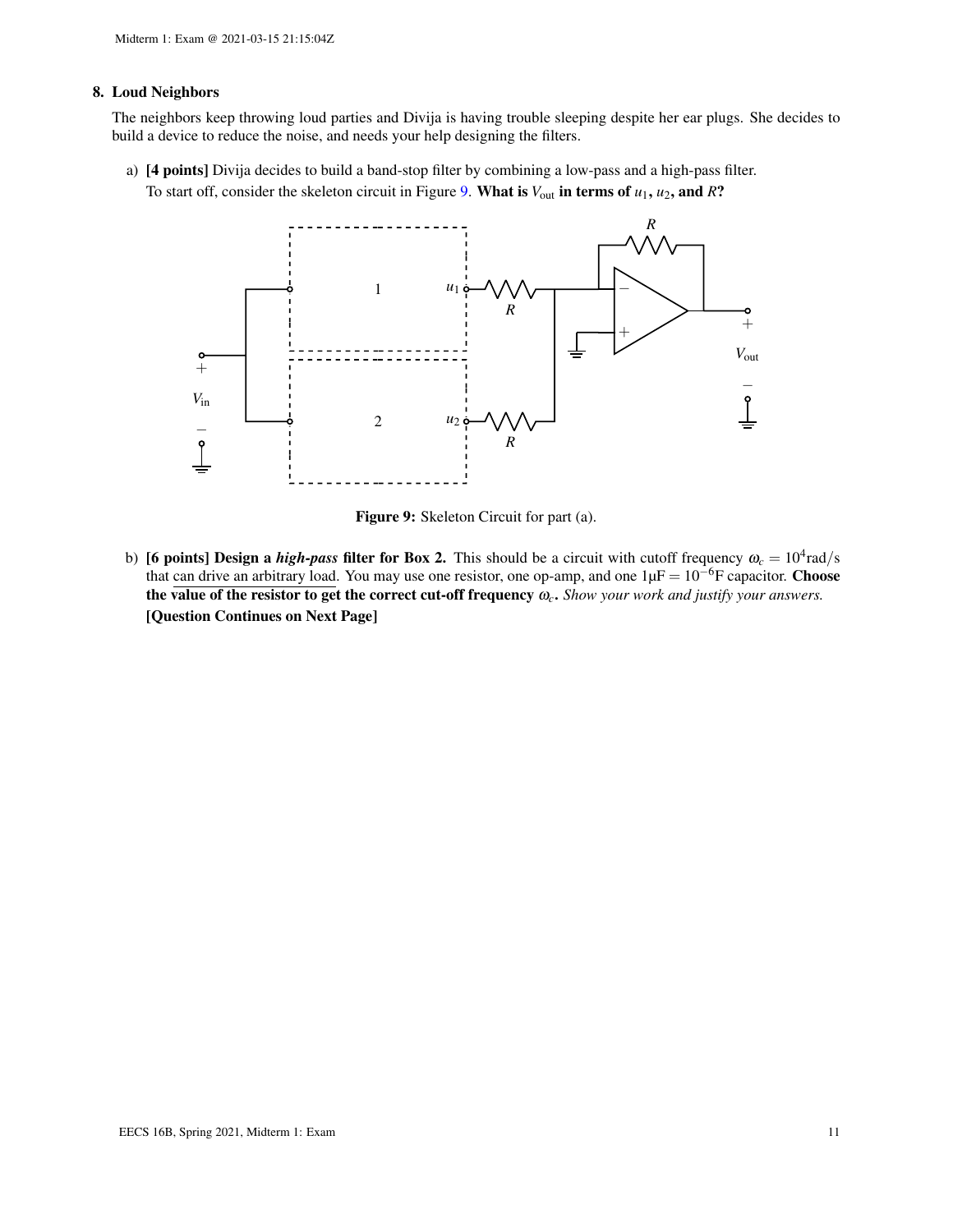## 8. Loud Neighbors

The neighbors keep throwing loud parties and Divija is having trouble sleeping despite her ear plugs. She decides to build a device to reduce the noise, and needs your help designing the filters.

a) **[4 points]** Divija decides to build a band-stop filter by combining a low-pass and a high-pass filter. To start off, consider the skeleton circuit in Figure 9. **What is $V_{\text{out}}$ in terms of $u_1$, $u_2$, and $R$?**

**Figure 9:** Skeleton Circuit for part (a).

b) **[6 points] Design a *high-pass* filter for Box 2.** This should be a circuit with cutoff frequency $\omega_c = 10^4 \text{rad/s}$ that can drive an arbitrary load. You may use one resistor, one op-amp, and one $1\mu\text{F} = 10^{-6}\text{F}$ capacitor. **Choose the value of the resistor to get the correct cut-off frequency $\omega_c$.** *Show your work and justify your answers.*

**[Question Continues on Next Page]**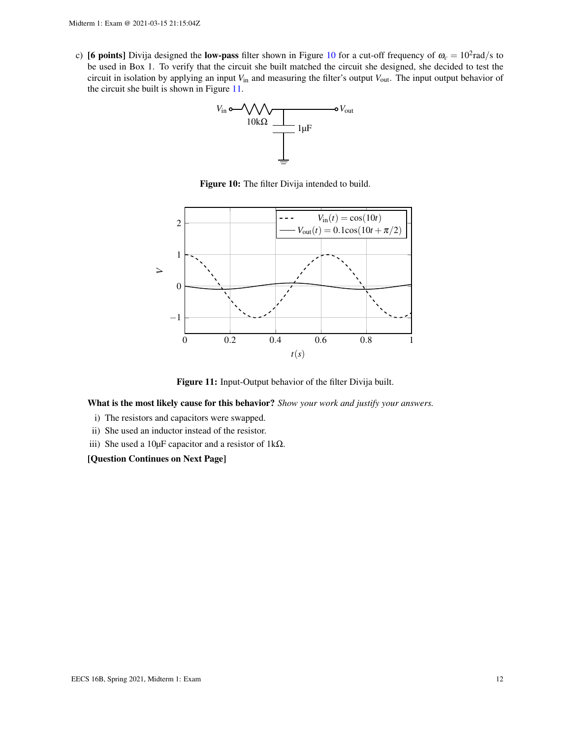c) **[6 points]** Divija designed the **low-pass** filter shown in Figure 10 for a cut-off frequency of $\omega_c = 10^2\text{rad/s}$ to be used in Box 1. To verify that the circuit she built matched the circuit she designed, she decided to test the circuit in isolation by applying an input $V_{\text{in}}$ and measuring the filter's output $V_{\text{out}}$. The input output behavior of the circuit she built is shown in Figure 11.

**Figure 10:** The filter Divija intended to build.

**Figure 11:** Input-Output behavior of the filter Divija built.

**What is the most likely cause for this behavior?** *Show your work and justify your answers.*

i) The resistors and capacitors were swapped.

ii) She used an inductor instead of the resistor.

iii) She used a 10μF capacitor and a resistor of 1kΩ.

**[Question Continues on Next Page]**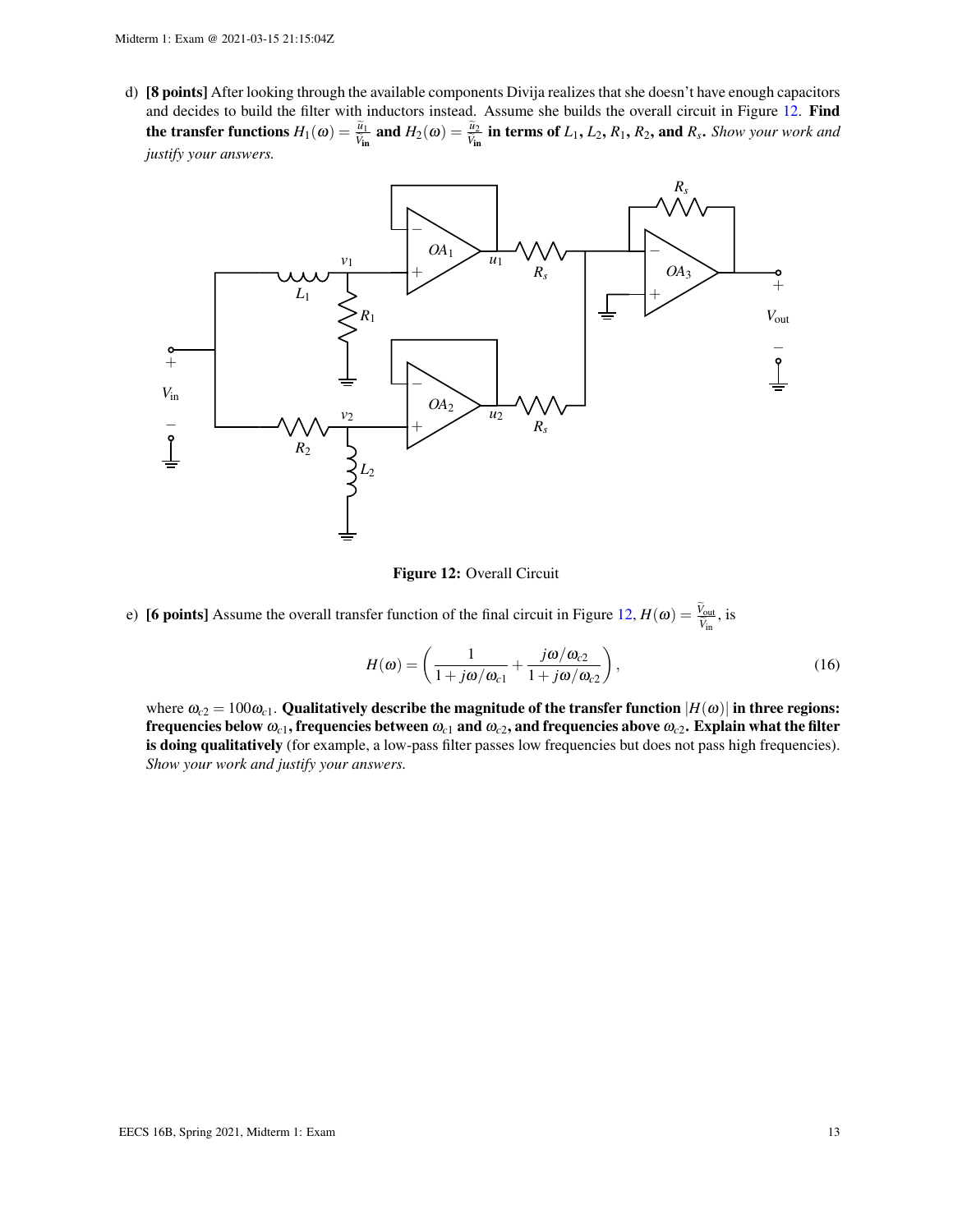d) **[8 points]** After looking through the available components Divija realizes that she doesn't have enough capacitors and decides to build the filter with inductors instead. Assume she builds the overall circuit in Figure 12. **Find the transfer functions $H_1(\omega) = \frac{\widetilde{u}_1}{\widetilde{V}_{\text{in}}}$ and $H_2(\omega) = \frac{\widetilde{u}_2}{\widetilde{V}_{\text{in}}}$ in terms of $L_1$, $L_2$, $R_1$, $R_2$, and $R_s$.** *Show your work and justify your answers.*

$R_s$

$v_1$

$L_1$

$R_1$

$OA_1$

$u_1$

$R_s$

$OA_3$

$V_{\text{out}}$

$V_{\text{in}}$

$R_2$

$v_2$

$L_2$

$OA_2$

$u_2$

$R_s$

**Figure 12:** Overall Circuit

e) **[6 points]** Assume the overall transfer function of the final circuit in Figure 12, $H(\omega) = \frac{\widetilde{V}_{\text{out}}}{\widetilde{V}_{\text{in}}}$, is

$$H(\omega) = \left( \frac{1}{1 + j\omega/\omega_{c1}} + \frac{j\omega/\omega_{c2}}{1 + j\omega/\omega_{c2}} \right), \tag{16}$$

where $\omega_{c2} = 100\omega_{c1}$. **Qualitatively describe the magnitude of the transfer function $|H(\omega)|$ in three regions: frequencies below $\omega_{c1}$, frequencies between $\omega_{c1}$ and $\omega_{c2}$, and frequencies above $\omega_{c2}$. Explain what the filter is doing qualitatively** (for example, a low-pass filter passes low frequencies but does not pass high frequencies). *Show your work and justify your answers.*